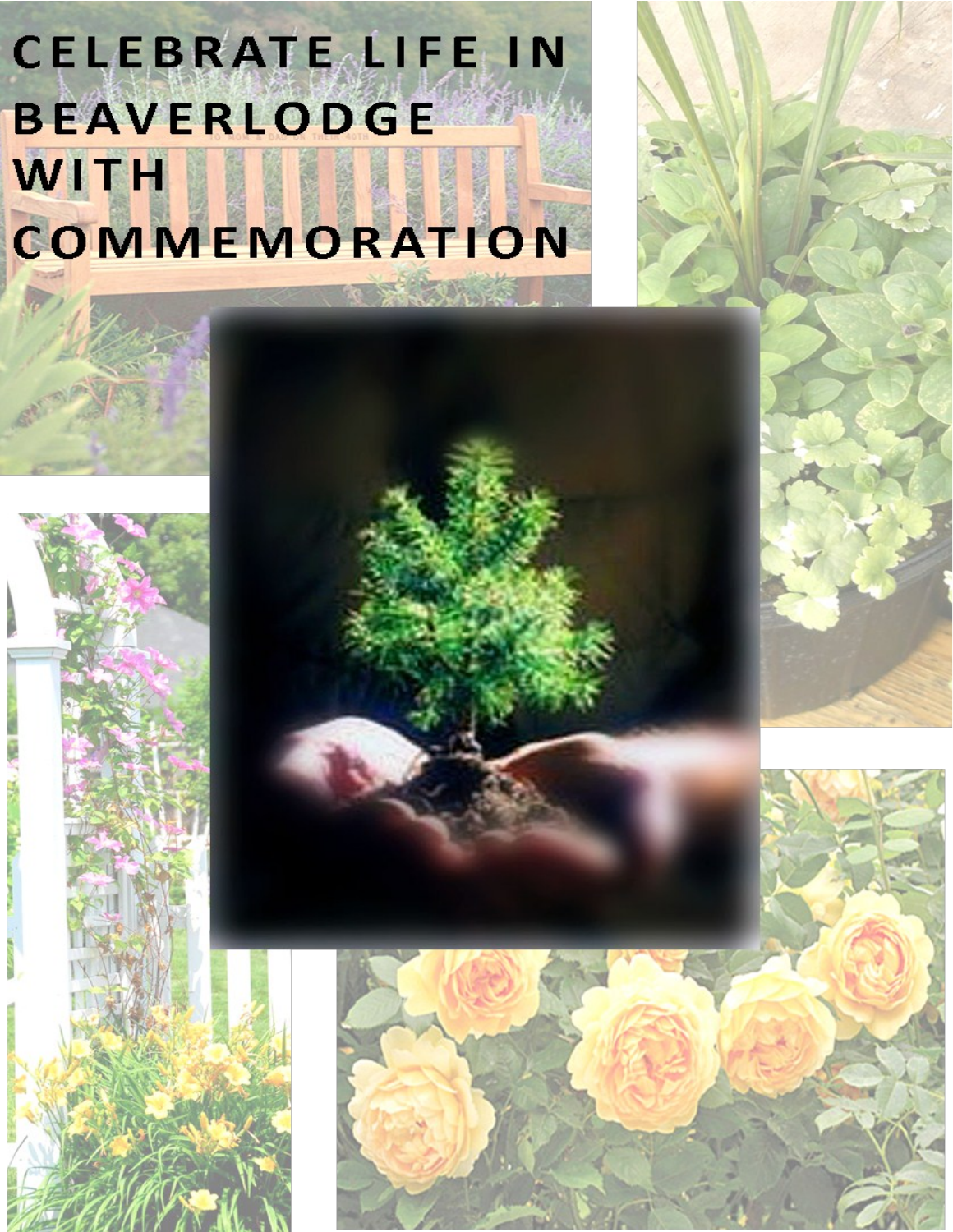# CELEBRATE LIFE IN BEAVERLODGE WITH COMMEMORATION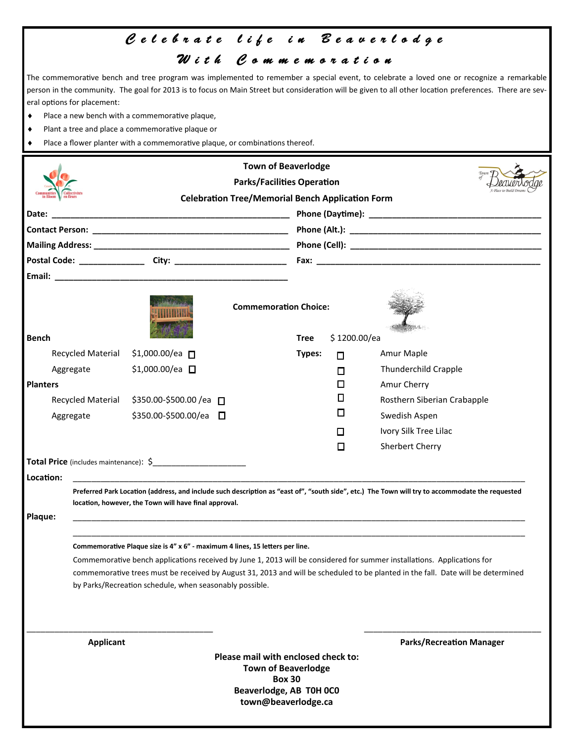# Celebrate Life in Beaverlodge

## With Commemoration

The commemorative bench and tree program was implemented to remember a special event, to celebrate a loved one or recognize a remarkable person in the community. The goal for 2013 is to focus on Main Street but consideration will be given to all other location preferences. There are several options for placement:

- Place a new bench with a commemorative plaque,
- Plant a tree and place a commemorative plaque or
- Place a flower planter with a commemorative plaque, or combinations thereof.

**Town of Beaverlodge**

**Parks/Facilities Operation**

**Celebration Tree/Memorial Bench Application Form**

**Date:** ______________________________ **Phone (Daytime):** ______________________________

**Contact Person:** ______________________________ **Phone (Alt.):** ______________________________

**Mailing Address:** ______________________________ **Phone (Cell):** ______________________________

**Postal Code:** __________ **City:** ________________ **Fax:** ______________________________

**Email:** ______________________________

**Commemoration Choice:**

**Bench**

| | | |
|---|---|---|
| Recycled Material | $1,000.00/ea | ☐ |
| Aggregate | $1,000.00/ea | ☐ |

**Planters**

| | | |
|---|---|---|
| Recycled Material | $350.00-$500.00 /ea | ☐ |
| Aggregate | $350.00-$500.00/ea | ☐ |

**Tree** $ 1200.00/ea

**Types:**

- ☐ Amur Maple
- ☐ Thunderchild Crapple
- ☐ Amur Cherry
- ☐ Rosthern Siberian Crabapple
- ☐ Swedish Aspen
- ☐ Ivory Silk Tree Lilac
- ☐ Sherbert Cherry

**Total Price** (includes maintenance): $____________________

**Location:** ____________________________________________________________

**Preferred Park Location (address, and include such description as "east of", "south side", etc.) The Town will try to accommodate the requested location, however, the Town will have final approval.**

**Plaque:** ____________________________________________________________

____________________________________________________________

**Commemorative Plaque size is 4" x 6" - maximum 4 lines, 15 letters per line.**

Commemorative bench applications received by June 1, 2013 will be considered for summer installations. Applications for commemorative trees must be received by August 31, 2013 and will be scheduled to be planted in the fall. Date will be determined by Parks/Recreation schedule, when seasonably possible.

______________________________ ______________________________

**Applicant** **Parks/Recreation Manager**

**Please mail with enclosed check to:**
**Town of Beaverlodge**
**Box 30**
**Beaverlodge, AB T0H 0C0**
**town@beaverlodge.ca**